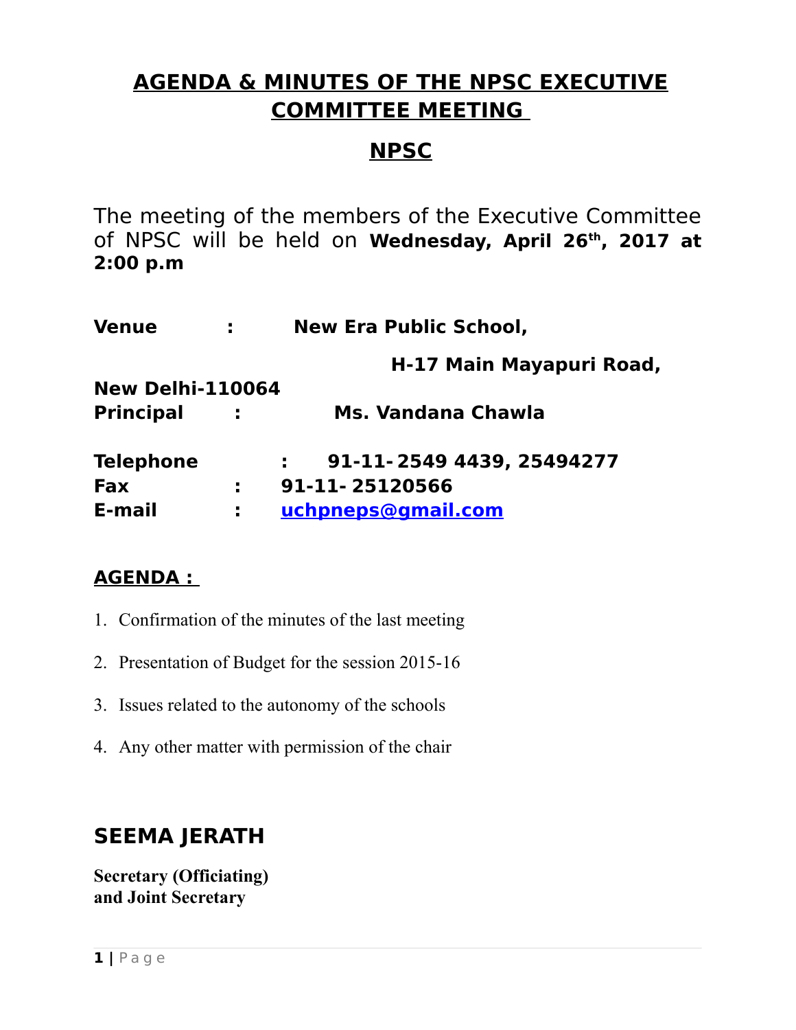# AGENDA & MINUTES OF THE NPSC EXECUTIVE COMMITTEE MEETING

## NPSC

The meeting of the members of the Executive Committee of NPSC will be held on **Wednesday, April 26th, 2017 at 2:00 p.m**

**Venue : New Era Public School,**
**H-17 Main Mayapuri Road, New Delhi-110064**

**Principal : Ms. Vandana Chawla**

**Telephone : 91-11- 2549 4439, 25494277**
**Fax : 91-11- 25120566**
**E-mail : uchpneps@gmail.com**

**AGENDA :**

1. Confirmation of the minutes of the last meeting
2. Presentation of Budget for the session 2015-16
3. Issues related to the autonomy of the schools
4. Any other matter with permission of the chair

**SEEMA JERATH**

**Secretary (Officiating)**
**and Joint Secretary**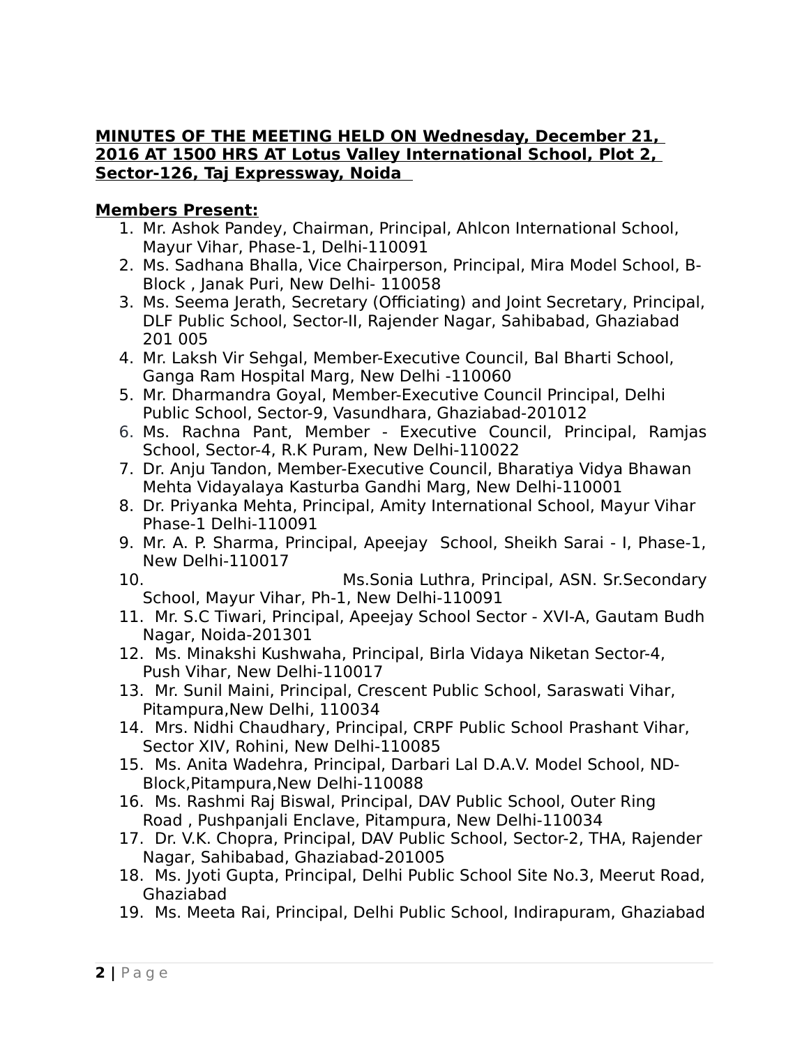**MINUTES OF THE MEETING HELD ON Wednesday, December 21, 2016 AT 1500 HRS AT Lotus Valley International School, Plot 2, Sector-126, Taj Expressway, Noida**

**Members Present:**

1. Mr. Ashok Pandey, Chairman, Principal, Ahlcon International School, Mayur Vihar, Phase-1, Delhi-110091
2. Ms. Sadhana Bhalla, Vice Chairperson, Principal, Mira Model School, B-Block , Janak Puri, New Delhi- 110058
3. Ms. Seema Jerath, Secretary (Officiating) and Joint Secretary, Principal, DLF Public School, Sector-II, Rajender Nagar, Sahibabad, Ghaziabad 201 005
4. Mr. Laksh Vir Sehgal, Member-Executive Council, Bal Bharti School, Ganga Ram Hospital Marg, New Delhi -110060
5. Mr. Dharmandra Goyal, Member-Executive Council Principal, Delhi Public School, Sector-9, Vasundhara, Ghaziabad-201012
6. Ms. Rachna Pant, Member - Executive Council, Principal, Ramjas School, Sector-4, R.K Puram, New Delhi-110022
7. Dr. Anju Tandon, Member-Executive Council, Bharatiya Vidya Bhawan Mehta Vidayalaya Kasturba Gandhi Marg, New Delhi-110001
8. Dr. Priyanka Mehta, Principal, Amity International School, Mayur Vihar Phase-1 Delhi-110091
9. Mr. A. P. Sharma, Principal, Apeejay School, Sheikh Sarai - I, Phase-1, New Delhi-110017
10. Ms.Sonia Luthra, Principal, ASN. Sr.Secondary School, Mayur Vihar, Ph-1, New Delhi-110091
11. Mr. S.C Tiwari, Principal, Apeejay School Sector - XVI-A, Gautam Budh Nagar, Noida-201301
12. Ms. Minakshi Kushwaha, Principal, Birla Vidaya Niketan Sector-4, Push Vihar, New Delhi-110017
13. Mr. Sunil Maini, Principal, Crescent Public School, Saraswati Vihar, Pitampura,New Delhi, 110034
14. Mrs. Nidhi Chaudhary, Principal, CRPF Public School Prashant Vihar, Sector XIV, Rohini, New Delhi-110085
15. Ms. Anita Wadehra, Principal, Darbari Lal D.A.V. Model School, ND-Block,Pitampura,New Delhi-110088
16. Ms. Rashmi Raj Biswal, Principal, DAV Public School, Outer Ring Road , Pushpanjali Enclave, Pitampura, New Delhi-110034
17. Dr. V.K. Chopra, Principal, DAV Public School, Sector-2, THA, Rajender Nagar, Sahibabad, Ghaziabad-201005
18. Ms. Jyoti Gupta, Principal, Delhi Public School Site No.3, Meerut Road, Ghaziabad
19. Ms. Meeta Rai, Principal, Delhi Public School, Indirapuram, Ghaziabad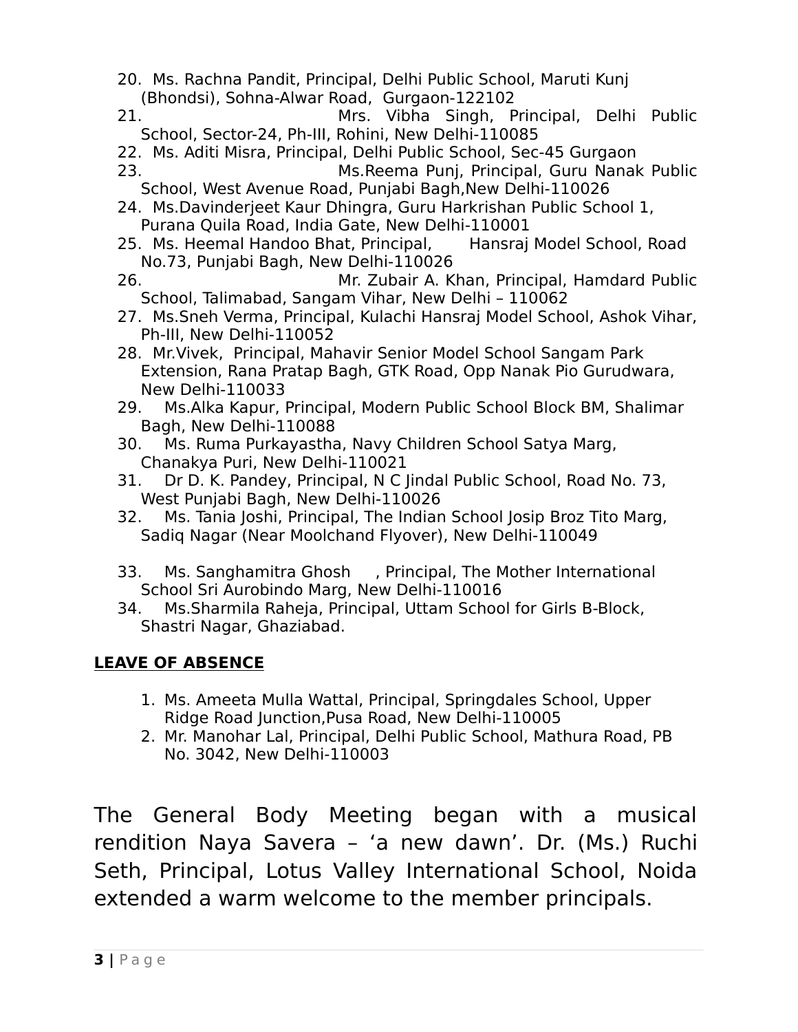20. Ms. Rachna Pandit, Principal, Delhi Public School, Maruti Kunj (Bhondsi), Sohna-Alwar Road, Gurgaon-122102
21. Mrs. Vibha Singh, Principal, Delhi Public School, Sector-24, Ph-III, Rohini, New Delhi-110085
22. Ms. Aditi Misra, Principal, Delhi Public School, Sec-45 Gurgaon
23. Ms.Reema Punj, Principal, Guru Nanak Public School, West Avenue Road, Punjabi Bagh,New Delhi-110026
24. Ms.Davinderjeet Kaur Dhingra, Guru Harkrishan Public School 1, Purana Quila Road, India Gate, New Delhi-110001
25. Ms. Heemal Handoo Bhat, Principal, Hansraj Model School, Road No.73, Punjabi Bagh, New Delhi-110026
26. Mr. Zubair A. Khan, Principal, Hamdard Public School, Talimabad, Sangam Vihar, New Delhi – 110062
27. Ms.Sneh Verma, Principal, Kulachi Hansraj Model School, Ashok Vihar, Ph-III, New Delhi-110052
28. Mr.Vivek, Principal, Mahavir Senior Model School Sangam Park Extension, Rana Pratap Bagh, GTK Road, Opp Nanak Pio Gurudwara, New Delhi-110033
29. Ms.Alka Kapur, Principal, Modern Public School Block BM, Shalimar Bagh, New Delhi-110088
30. Ms. Ruma Purkayastha, Navy Children School Satya Marg, Chanakya Puri, New Delhi-110021
31. Dr D. K. Pandey, Principal, N C Jindal Public School, Road No. 73, West Punjabi Bagh, New Delhi-110026
32. Ms. Tania Joshi, Principal, The Indian School Josip Broz Tito Marg, Sadiq Nagar (Near Moolchand Flyover), New Delhi-110049
33. Ms. Sanghamitra Ghosh , Principal, The Mother International School Sri Aurobindo Marg, New Delhi-110016
34. Ms.Sharmila Raheja, Principal, Uttam School for Girls B-Block, Shastri Nagar, Ghaziabad.

**LEAVE OF ABSENCE**

1. Ms. Ameeta Mulla Wattal, Principal, Springdales School, Upper Ridge Road Junction,Pusa Road, New Delhi-110005
2. Mr. Manohar Lal, Principal, Delhi Public School, Mathura Road, PB No. 3042, New Delhi-110003

The General Body Meeting began with a musical rendition Naya Savera – 'a new dawn'. Dr. (Ms.) Ruchi Seth, Principal, Lotus Valley International School, Noida extended a warm welcome to the member principals.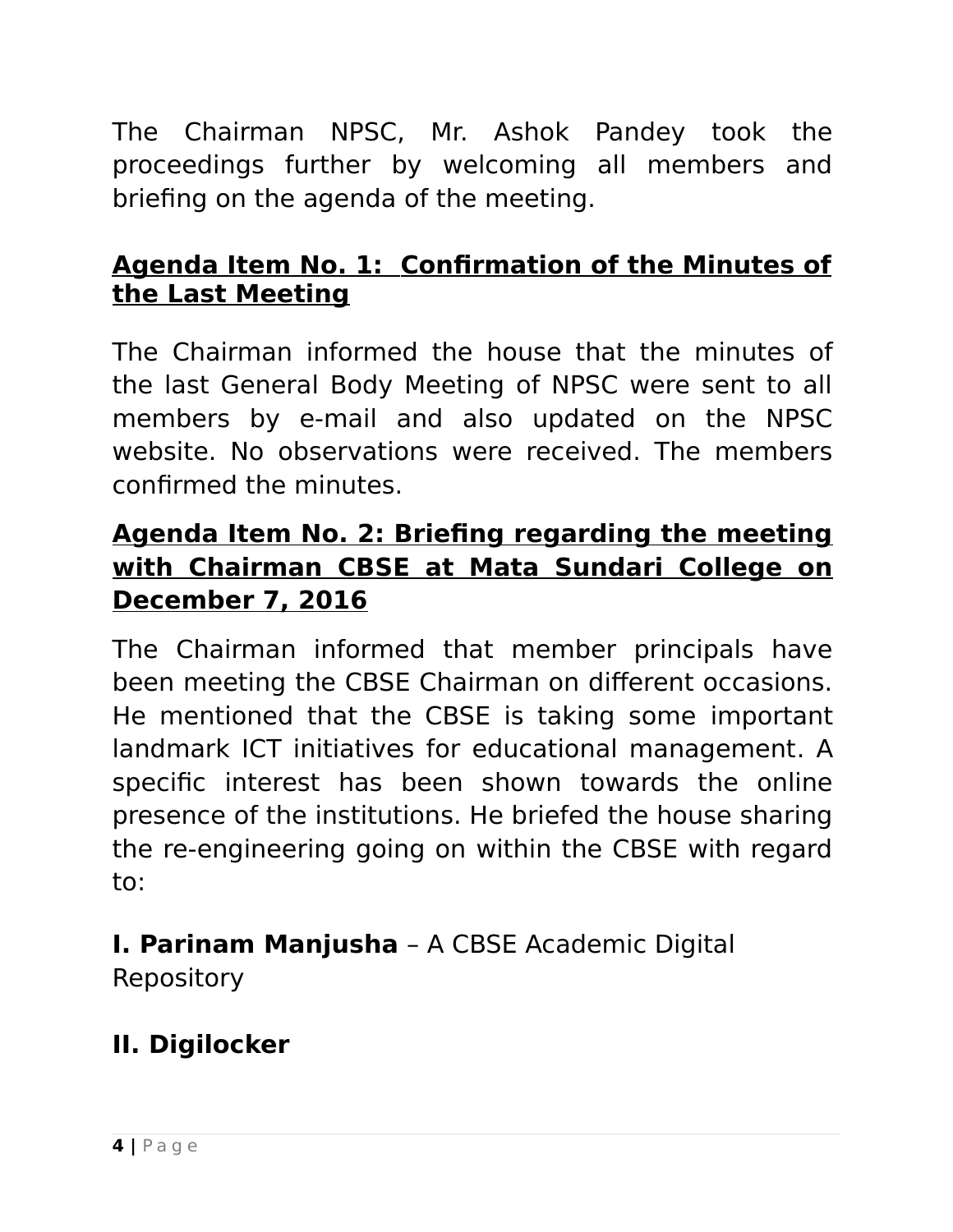The Chairman NPSC, Mr. Ashok Pandey took the proceedings further by welcoming all members and briefing on the agenda of the meeting.

## Agenda Item No. 1: Confirmation of the Minutes of the Last Meeting

The Chairman informed the house that the minutes of the last General Body Meeting of NPSC were sent to all members by e-mail and also updated on the NPSC website. No observations were received. The members confirmed the minutes.

## Agenda Item No. 2: Briefing regarding the meeting with Chairman CBSE at Mata Sundari College on December 7, 2016

The Chairman informed that member principals have been meeting the CBSE Chairman on different occasions. He mentioned that the CBSE is taking some important landmark ICT initiatives for educational management. A specific interest has been shown towards the online presence of the institutions. He briefed the house sharing the re-engineering going on within the CBSE with regard to:

**I. Parinam Manjusha** – A CBSE Academic Digital Repository

**II. Digilocker**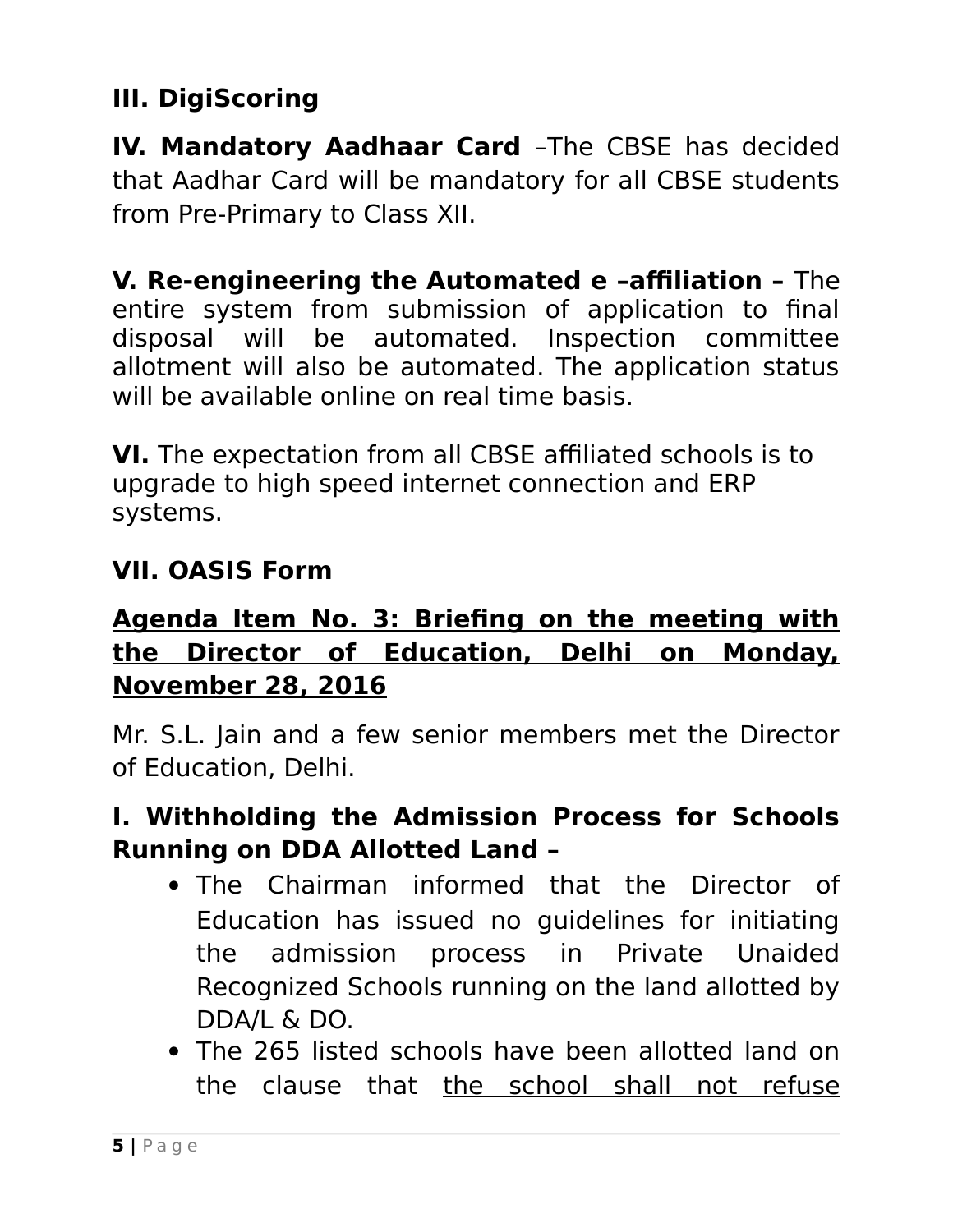**III. DigiScoring**

**IV. Mandatory Aadhaar Card** –The CBSE has decided that Aadhar Card will be mandatory for all CBSE students from Pre-Primary to Class XII.

**V. Re-engineering the Automated e –affiliation –** The entire system from submission of application to final disposal will be automated. Inspection committee allotment will also be automated. The application status will be available online on real time basis.

**VI.** The expectation from all CBSE affiliated schools is to upgrade to high speed internet connection and ERP systems.

**VII. OASIS Form**

**Agenda Item No. 3: Briefing on the meeting with the Director of Education, Delhi on Monday, November 28, 2016**

Mr. S.L. Jain and a few senior members met the Director of Education, Delhi.

**I. Withholding the Admission Process for Schools Running on DDA Allotted Land –**

- The Chairman informed that the Director of Education has issued no guidelines for initiating the admission process in Private Unaided Recognized Schools running on the land allotted by DDA/L & DO.
- The 265 listed schools have been allotted land on the clause that the school shall not refuse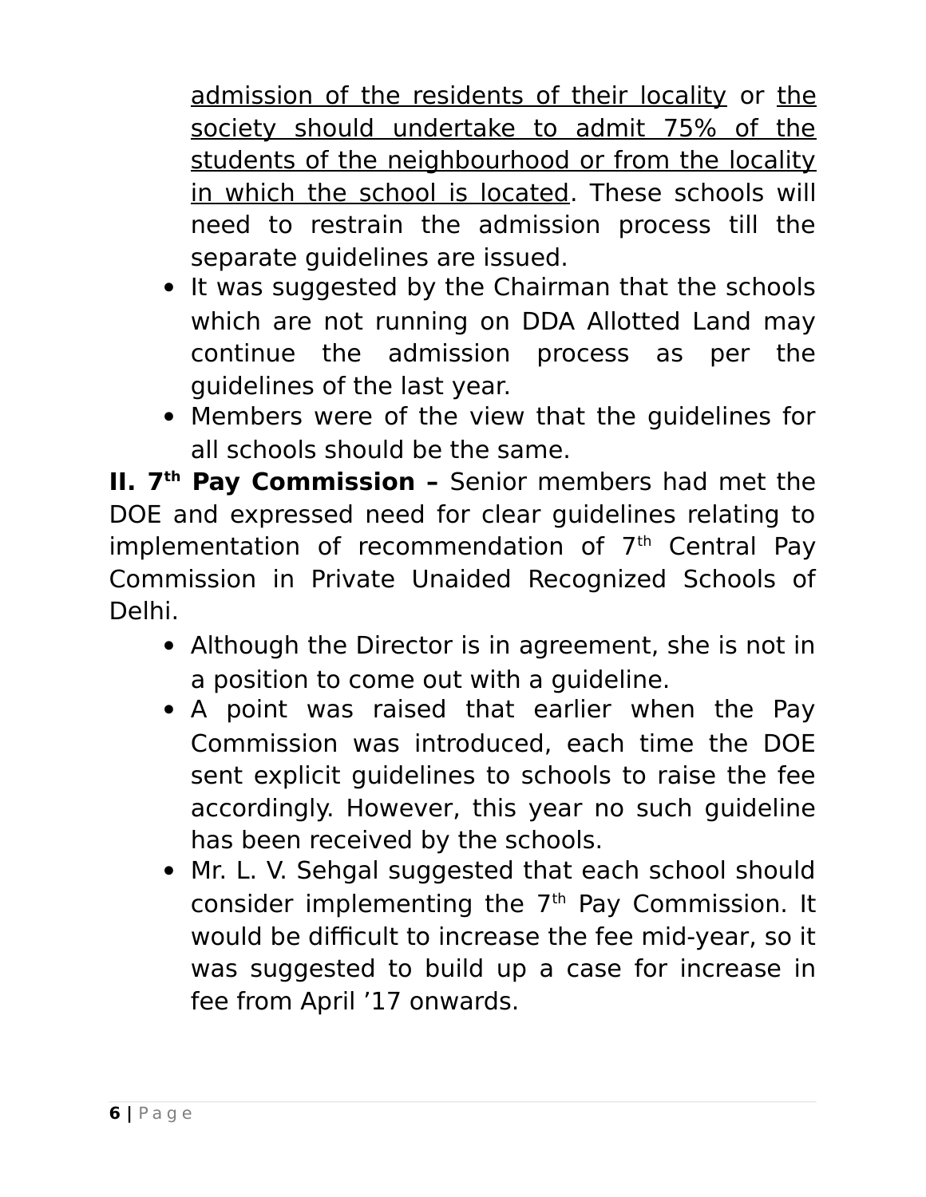admission of the residents of their locality or the society should undertake to admit 75% of the students of the neighbourhood or from the locality in which the school is located. These schools will need to restrain the admission process till the separate guidelines are issued.

- It was suggested by the Chairman that the schools which are not running on DDA Allotted Land may continue the admission process as per the guidelines of the last year.
- Members were of the view that the guidelines for all schools should be the same.

**II. 7th Pay Commission –** Senior members had met the DOE and expressed need for clear guidelines relating to implementation of recommendation of 7th Central Pay Commission in Private Unaided Recognized Schools of Delhi.

- Although the Director is in agreement, she is not in a position to come out with a guideline.
- A point was raised that earlier when the Pay Commission was introduced, each time the DOE sent explicit guidelines to schools to raise the fee accordingly. However, this year no such guideline has been received by the schools.
- Mr. L. V. Sehgal suggested that each school should consider implementing the 7th Pay Commission. It would be difficult to increase the fee mid-year, so it was suggested to build up a case for increase in fee from April '17 onwards.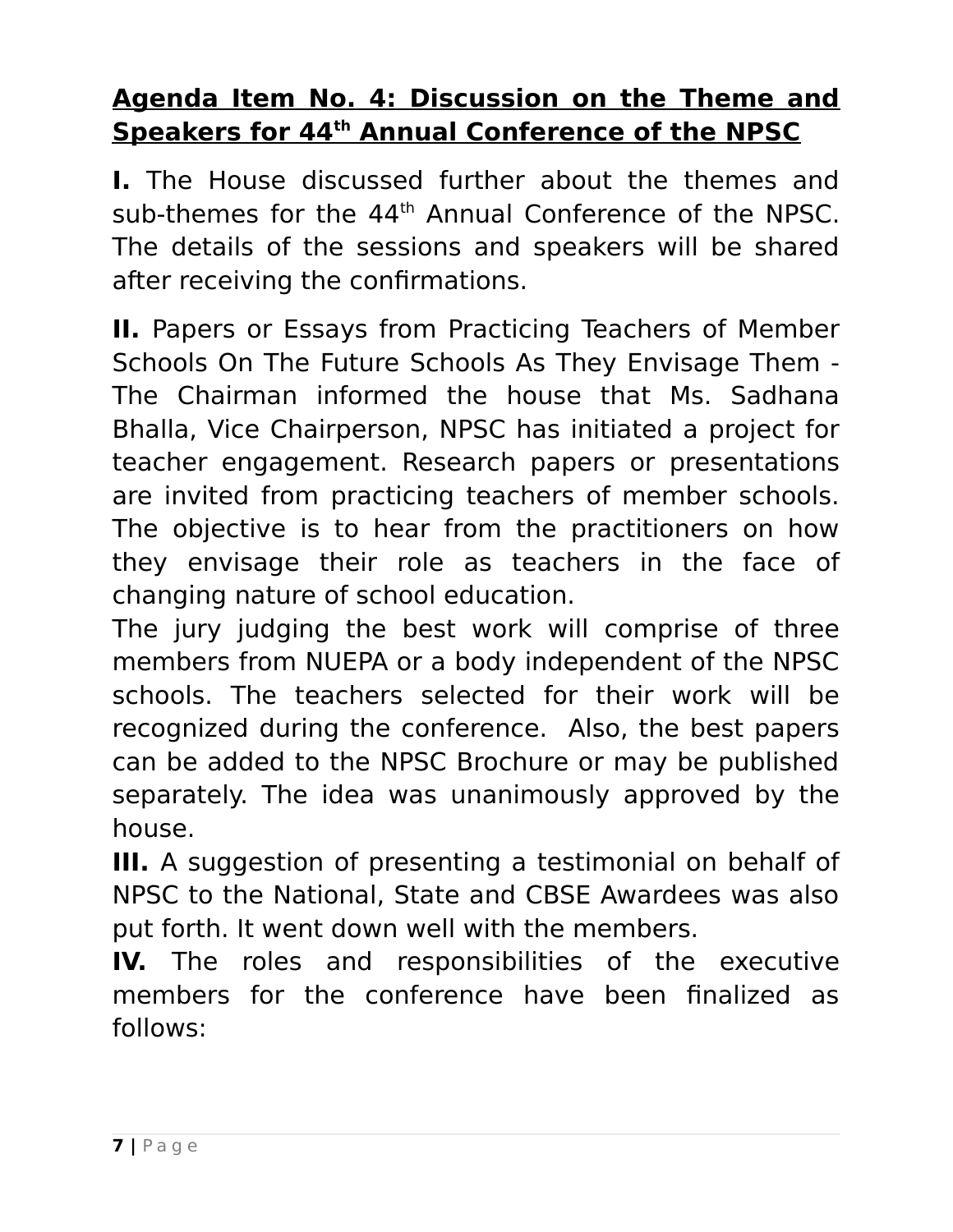**Agenda Item No. 4: Discussion on the Theme and Speakers for 44th Annual Conference of the NPSC**

**I.** The House discussed further about the themes and sub-themes for the 44th Annual Conference of the NPSC. The details of the sessions and speakers will be shared after receiving the confirmations.

**II.** Papers or Essays from Practicing Teachers of Member Schools On The Future Schools As They Envisage Them - The Chairman informed the house that Ms. Sadhana Bhalla, Vice Chairperson, NPSC has initiated a project for teacher engagement. Research papers or presentations are invited from practicing teachers of member schools. The objective is to hear from the practitioners on how they envisage their role as teachers in the face of changing nature of school education.

The jury judging the best work will comprise of three members from NUEPA or a body independent of the NPSC schools. The teachers selected for their work will be recognized during the conference. Also, the best papers can be added to the NPSC Brochure or may be published separately. The idea was unanimously approved by the house.

**III.** A suggestion of presenting a testimonial on behalf of NPSC to the National, State and CBSE Awardees was also put forth. It went down well with the members.

**IV.** The roles and responsibilities of the executive members for the conference have been finalized as follows: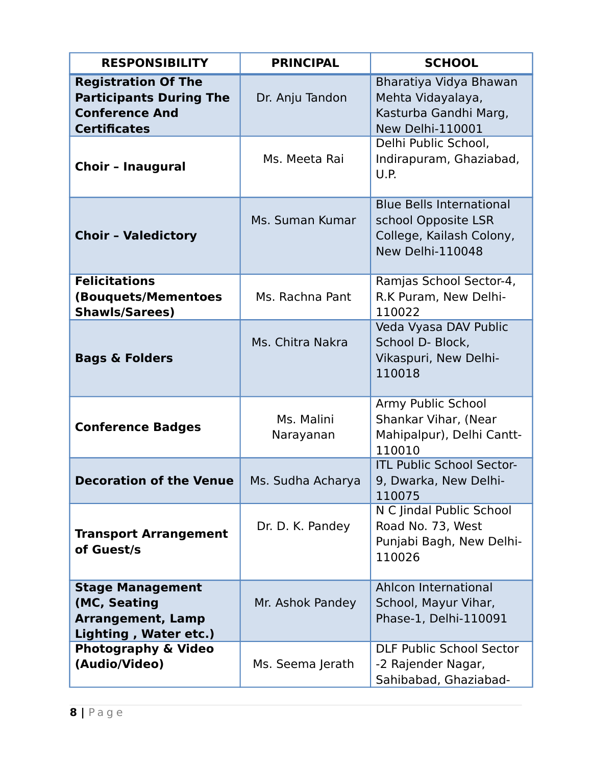| RESPONSIBILITY | PRINCIPAL | SCHOOL |
|---|---|---|
| **Registration Of The Participants During The Conference And Certificates** | Dr. Anju Tandon | Bharatiya Vidya Bhawan Mehta Vidayalaya, Kasturba Gandhi Marg, New Delhi-110001 |
| **Choir – Inaugural** | Ms. Meeta Rai | Delhi Public School, Indirapuram, Ghaziabad, U.P. |
| **Choir – Valedictory** | Ms. Suman Kumar | Blue Bells International school Opposite LSR College, Kailash Colony, New Delhi-110048 |
| **Felicitations (Bouquets/Mementoes Shawls/Sarees)** | Ms. Rachna Pant | Ramjas School Sector-4, R.K Puram, New Delhi-110022 |
| **Bags & Folders** | Ms. Chitra Nakra | Veda Vyasa DAV Public School D- Block, Vikaspuri, New Delhi-110018 |
| **Conference Badges** | Ms. Malini Narayanan | Army Public School Shankar Vihar, (Near Mahipalpur), Delhi Cantt-110010 |
| **Decoration of the Venue** | Ms. Sudha Acharya | ITL Public School Sector-9, Dwarka, New Delhi-110075 |
| **Transport Arrangement of Guest/s** | Dr. D. K. Pandey | N C Jindal Public School Road No. 73, West Punjabi Bagh, New Delhi-110026 |
| **Stage Management (MC, Seating Arrangement, Lamp Lighting , Water etc.)** | Mr. Ashok Pandey | Ahlcon International School, Mayur Vihar, Phase-1, Delhi-110091 |
| **Photography & Video (Audio/Video)** | Ms. Seema Jerath | DLF Public School Sector -2 Rajender Nagar, Sahibabad, Ghaziabad- |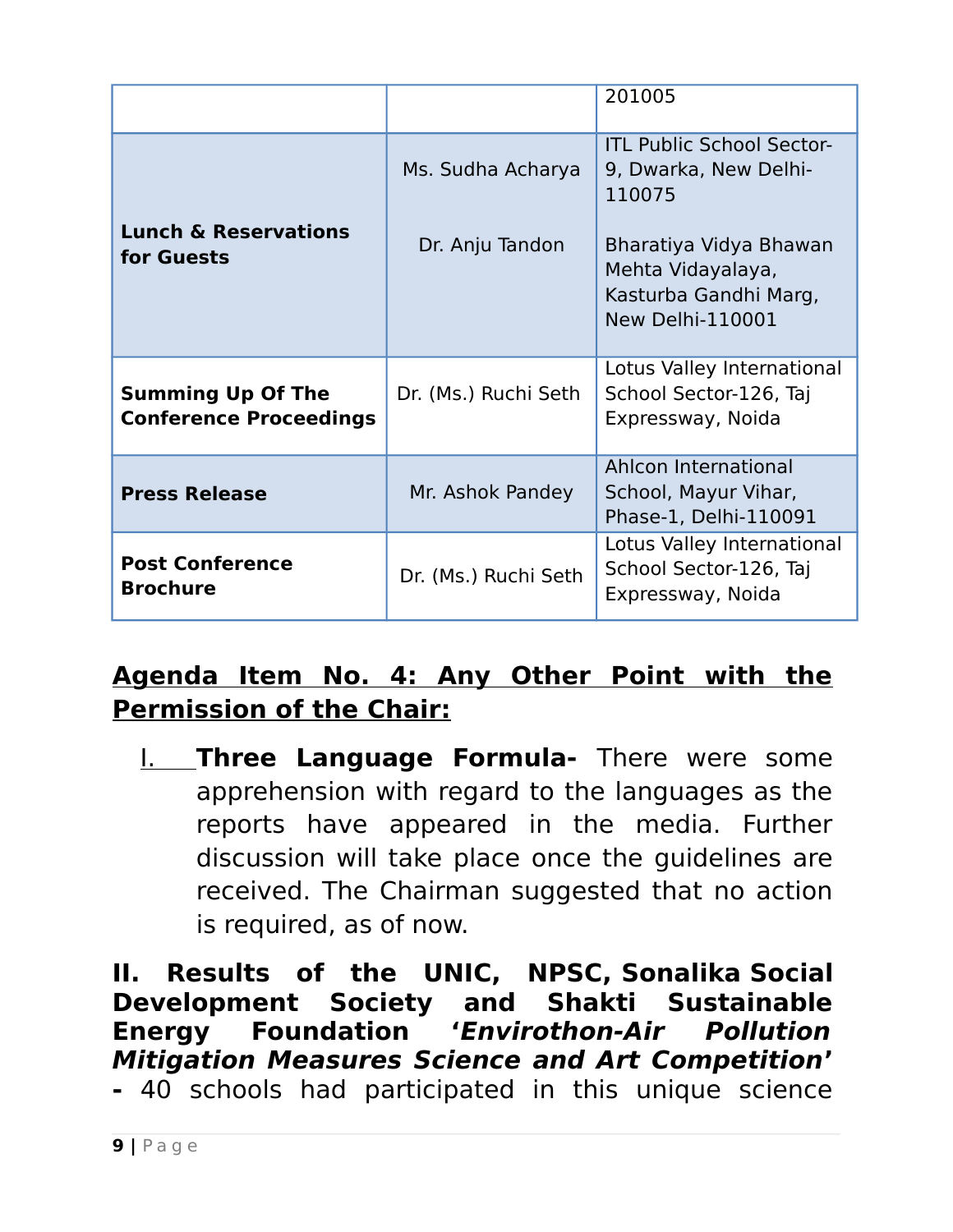| | | |
|---|---|---|
| | | 201005 |
| **Lunch & Reservations for Guests** | Ms. Sudha Acharya<br><br>Dr. Anju Tandon | ITL Public School Sector-9, Dwarka, New Delhi-110075<br><br>Bharatiya Vidya Bhawan Mehta Vidayalaya, Kasturba Gandhi Marg, New Delhi-110001 |
| **Summing Up Of The Conference Proceedings** | Dr. (Ms.) Ruchi Seth | Lotus Valley International School Sector-126, Taj Expressway, Noida |
| **Press Release** | Mr. Ashok Pandey | Ahlcon International School, Mayur Vihar, Phase-1, Delhi-110091 |
| **Post Conference Brochure** | Dr. (Ms.) Ruchi Seth | Lotus Valley International School Sector-126, Taj Expressway, Noida |

## Agenda Item No. 4: Any Other Point with the Permission of the Chair:

I. **Three Language Formula-** There were some apprehension with regard to the languages as the reports have appeared in the media. Further discussion will take place once the guidelines are received. The Chairman suggested that no action is required, as of now.

**II. Results of the UNIC, NPSC, Sonalika Social Development Society and Shakti Sustainable Energy Foundation *'Envirothon-Air Pollution Mitigation Measures Science and Art Competition'* -** 40 schools had participated in this unique science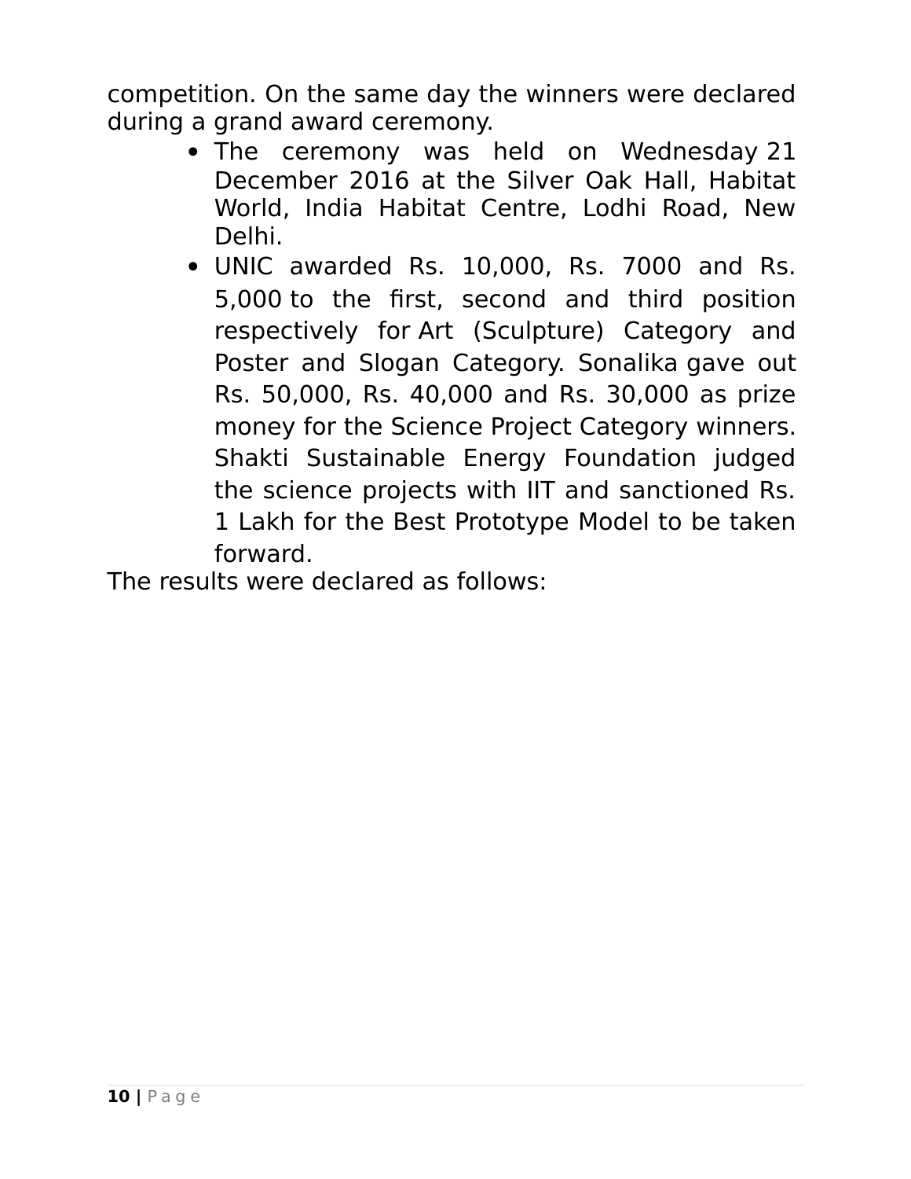competition. On the same day the winners were declared during a grand award ceremony.

- The ceremony was held on Wednesday 21 December 2016 at the Silver Oak Hall, Habitat World, India Habitat Centre, Lodhi Road, New Delhi.
- UNIC awarded Rs. 10,000, Rs. 7000 and Rs. 5,000 to the first, second and third position respectively for Art (Sculpture) Category and Poster and Slogan Category. Sonalika gave out Rs. 50,000, Rs. 40,000 and Rs. 30,000 as prize money for the Science Project Category winners. Shakti Sustainable Energy Foundation judged the science projects with IIT and sanctioned Rs. 1 Lakh for the Best Prototype Model to be taken forward.

The results were declared as follows: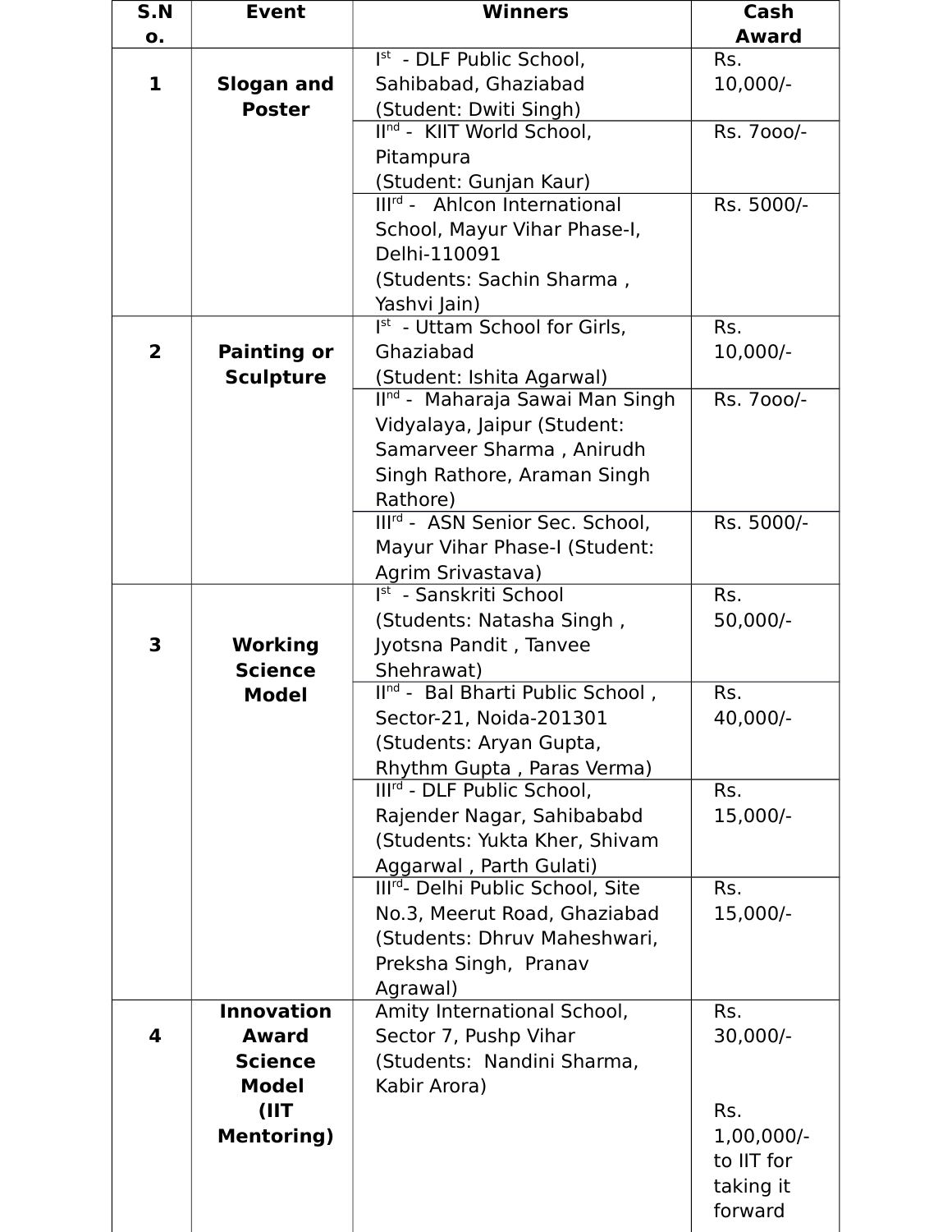| S.No. | Event | Winners | Cash Award |
|---|---|---|---|
| 1 | **Slogan and Poster** | I[st] - DLF Public School, Sahibabad, Ghaziabad (Student: Dwiti Singh) | Rs. 10,000/- |
| | | II[nd] - KIIT World School, Pitampura (Student: Gunjan Kaur) | Rs. 7ooo/- |
| | | III[rd] - Ahlcon International School, Mayur Vihar Phase-I, Delhi-110091 (Students: Sachin Sharma , Yashvi Jain) | Rs. 5000/- |
| 2 | **Painting or Sculpture** | I[st] - Uttam School for Girls, Ghaziabad (Student: Ishita Agarwal) | Rs. 10,000/- |
| | | II[nd] - Maharaja Sawai Man Singh Vidyalaya, Jaipur (Student: Samarveer Sharma , Anirudh Singh Rathore, Araman Singh Rathore) | Rs. 7ooo/- |
| | | III[rd] - ASN Senior Sec. School, Mayur Vihar Phase-I (Student: Agrim Srivastava) | Rs. 5000/- |
| 3 | **Working Science Model** | I[st] - Sanskriti School (Students: Natasha Singh , Jyotsna Pandit , Tanvee Shehrawat) | Rs. 50,000/- |
| | | II[nd] - Bal Bharti Public School , Sector-21, Noida-201301 (Students: Aryan Gupta, Rhythm Gupta , Paras Verma) | Rs. 40,000/- |
| | | III[rd] - DLF Public School, Rajender Nagar, Sahibababd (Students: Yukta Kher, Shivam Aggarwal , Parth Gulati) | Rs. 15,000/- |
| | | III[rd]- Delhi Public School, Site No.3, Meerut Road, Ghaziabad (Students: Dhruv Maheshwari, Preksha Singh, Pranav Agrawal) | Rs. 15,000/- |
| 4 | **Innovation Award Science Model (IIT Mentoring)** | Amity International School, Sector 7, Pushp Vihar (Students: Nandini Sharma, Kabir Arora) | Rs. 30,000/- <br><br> Rs. 1,00,000/- to IIT for taking it forward |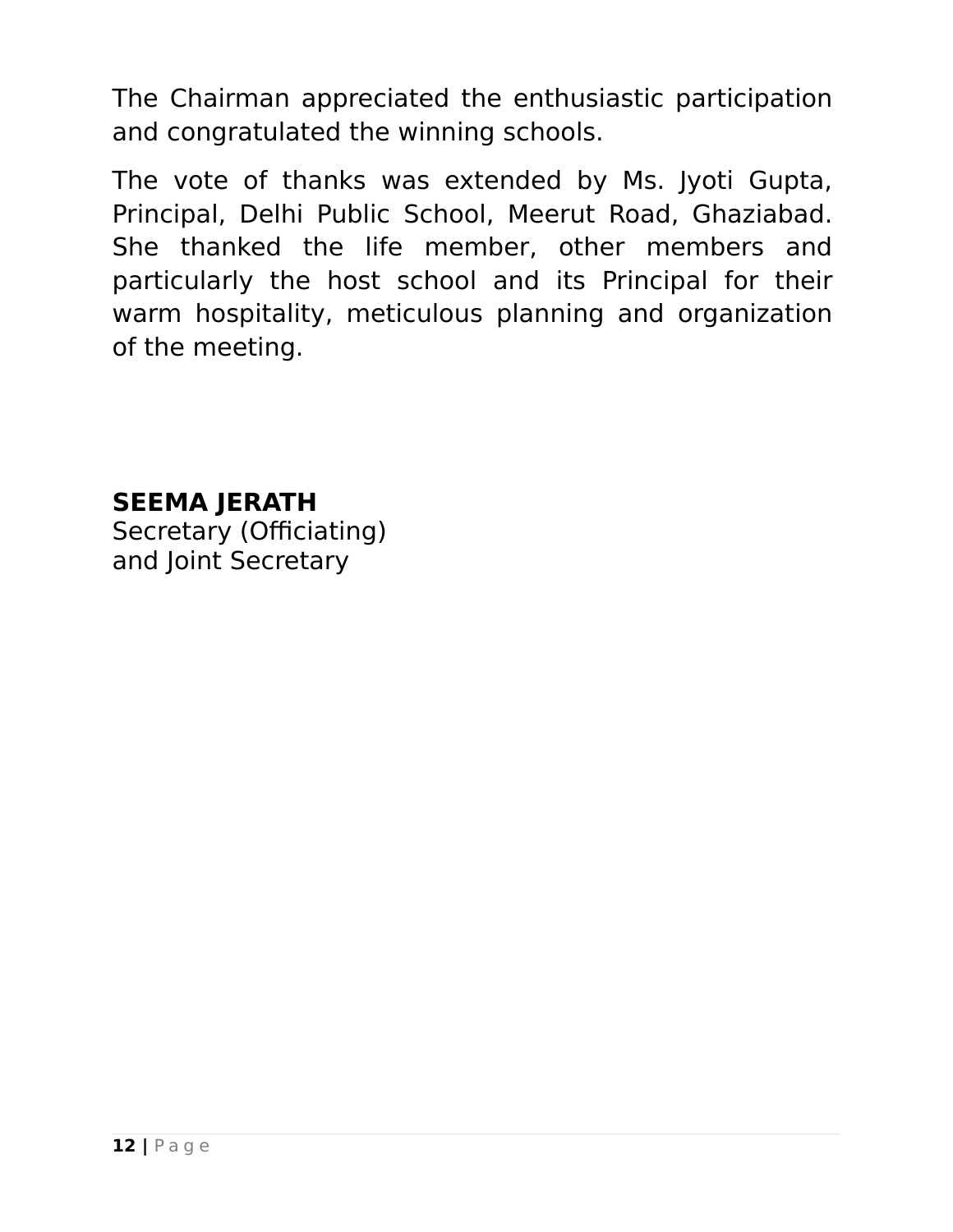The Chairman appreciated the enthusiastic participation and congratulated the winning schools.

The vote of thanks was extended by Ms. Jyoti Gupta, Principal, Delhi Public School, Meerut Road, Ghaziabad. She thanked the life member, other members and particularly the host school and its Principal for their warm hospitality, meticulous planning and organization of the meeting.

**SEEMA JERATH**
Secretary (Officiating)
and Joint Secretary